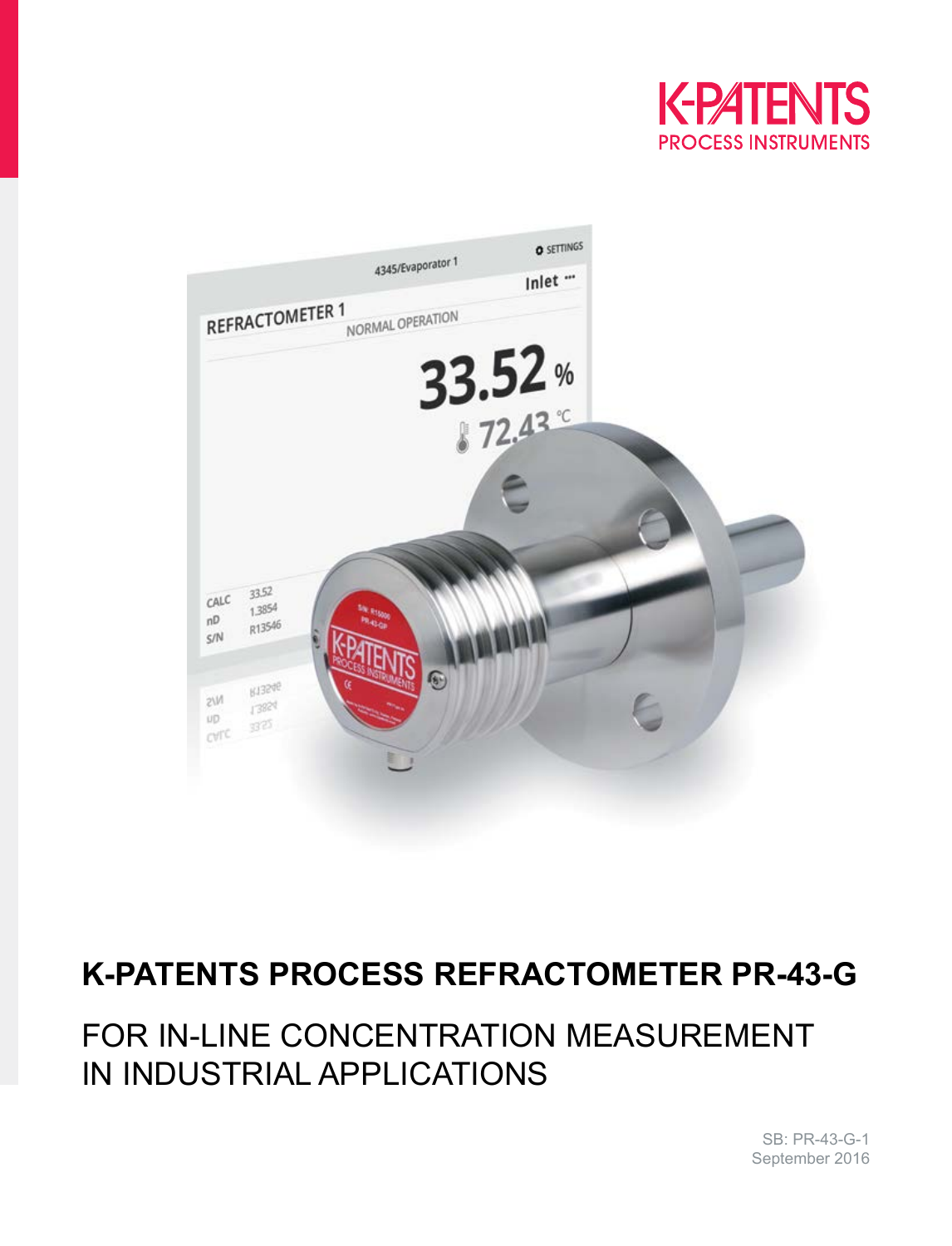K-PATENTS
PROCESS INSTRUMENTS

# K-PATENTS PROCESS REFRACTOMETER PR-43-G

## FOR IN-LINE CONCENTRATION MEASUREMENT IN INDUSTRIAL APPLICATIONS

SB: PR-43-G-1
September 2016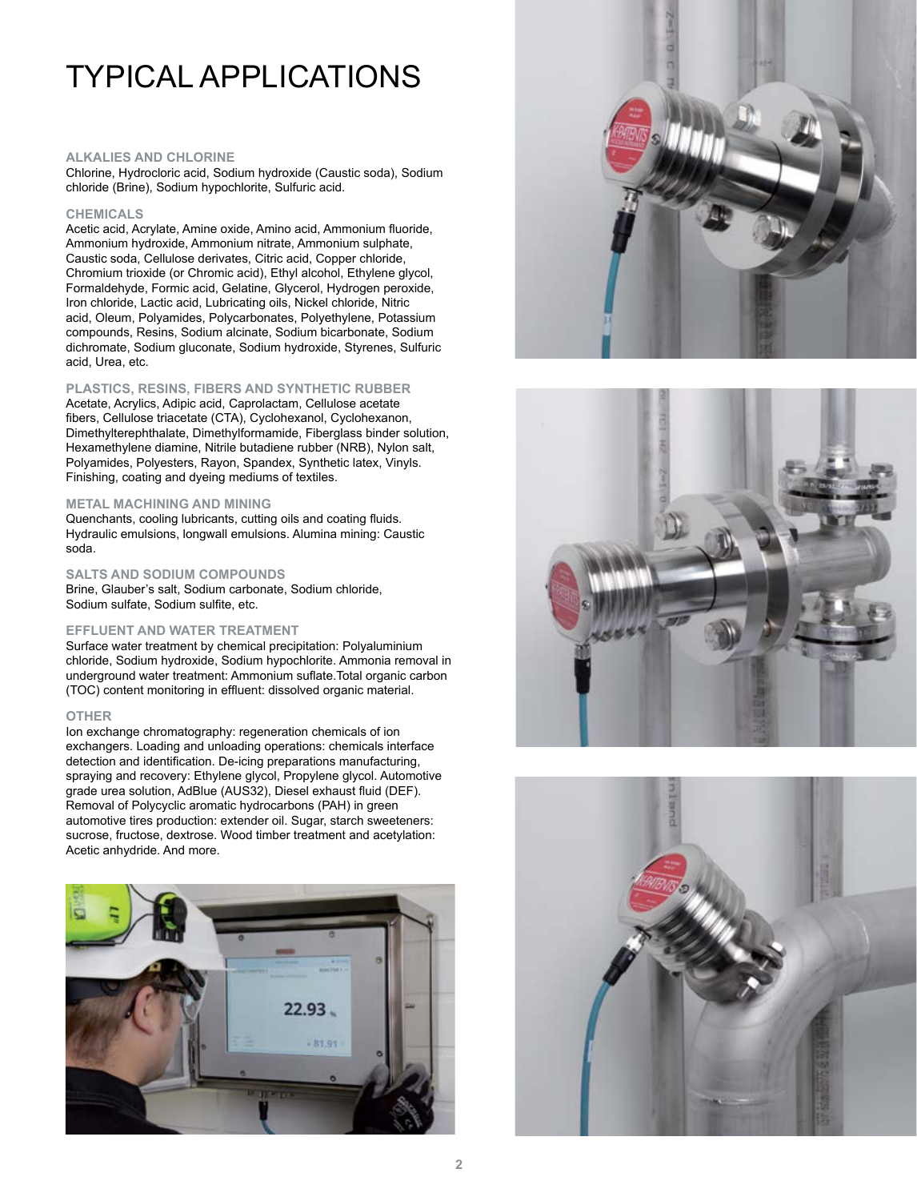# TYPICAL APPLICATIONS

### ALKALIES AND CHLORINE

Chlorine, Hydrocloric acid, Sodium hydroxide (Caustic soda), Sodium chloride (Brine), Sodium hypochlorite, Sulfuric acid.

### CHEMICALS

Acetic acid, Acrylate, Amine oxide, Amino acid, Ammonium fluoride, Ammonium hydroxide, Ammonium nitrate, Ammonium sulphate, Caustic soda, Cellulose derivates, Citric acid, Copper chloride, Chromium trioxide (or Chromic acid), Ethyl alcohol, Ethylene glycol, Formaldehyde, Formic acid, Gelatine, Glycerol, Hydrogen peroxide, Iron chloride, Lactic acid, Lubricating oils, Nickel chloride, Nitric acid, Oleum, Polyamides, Polycarbonates, Polyethylene, Potassium compounds, Resins, Sodium alcinate, Sodium bicarbonate, Sodium dichromate, Sodium gluconate, Sodium hydroxide, Styrenes, Sulfuric acid, Urea, etc.

### PLASTICS, RESINS, FIBERS AND SYNTHETIC RUBBER

Acetate, Acrylics, Adipic acid, Caprolactam, Cellulose acetate fibers, Cellulose triacetate (CTA), Cyclohexanol, Cyclohexanon, Dimethylterephthalate, Dimethylformamide, Fiberglass binder solution, Hexamethylene diamine, Nitrile butadiene rubber (NRB), Nylon salt, Polyamides, Polyesters, Rayon, Spandex, Synthetic latex, Vinyls. Finishing, coating and dyeing mediums of textiles.

### METAL MACHINING AND MINING

Quenchants, cooling lubricants, cutting oils and coating fluids. Hydraulic emulsions, longwall emulsions. Alumina mining: Caustic soda.

### SALTS AND SODIUM COMPOUNDS

Brine, Glauber's salt, Sodium carbonate, Sodium chloride, Sodium sulfate, Sodium sulfite, etc.

### EFFLUENT AND WATER TREATMENT

Surface water treatment by chemical precipitation: Polyaluminium chloride, Sodium hydroxide, Sodium hypochlorite. Ammonia removal in underground water treatment: Ammonium suflate.Total organic carbon (TOC) content monitoring in effluent: dissolved organic material.

### OTHER

Ion exchange chromatography: regeneration chemicals of ion exchangers. Loading and unloading operations: chemicals interface detection and identification. De-icing preparations manufacturing, spraying and recovery: Ethylene glycol, Propylene glycol. Automotive grade urea solution, AdBlue (AUS32), Diesel exhaust fluid (DEF). Removal of Polycyclic aromatic hydrocarbons (PAH) in green automotive tires production: extender oil. Sugar, starch sweeteners: sucrose, fructose, dextrose. Wood timber treatment and acetylation: Acetic anhydride. And more.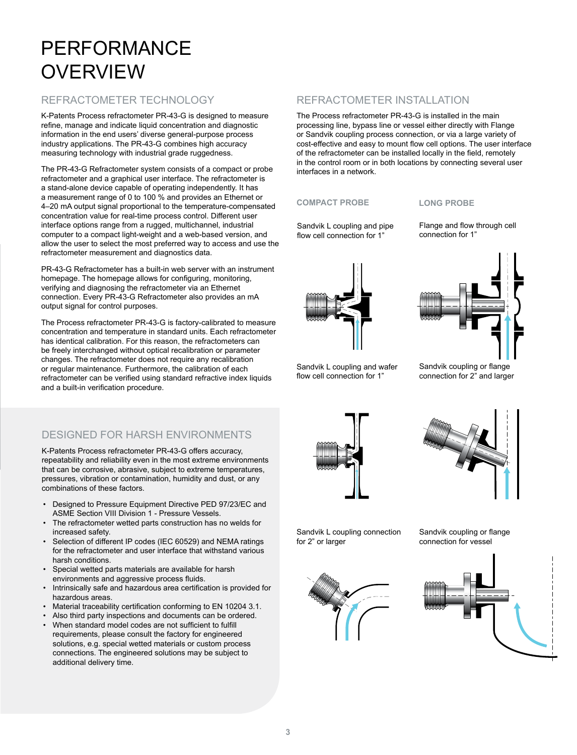# PERFORMANCE OVERVIEW

## REFRACTOMETER TECHNOLOGY

K-Patents Process refractometer PR-43-G is designed to measure refine, manage and indicate liquid concentration and diagnostic information in the end users' diverse general-purpose process industry applications. The PR-43-G combines high accuracy measuring technology with industrial grade ruggedness.

The PR-43-G Refractometer system consists of a compact or probe refractometer and a graphical user interface. The refractometer is a stand-alone device capable of operating independently. It has a measurement range of 0 to 100 % and provides an Ethernet or 4–20 mA output signal proportional to the temperature-compensated concentration value for real-time process control. Different user interface options range from a rugged, multichannel, industrial computer to a compact light-weight and a web-based version, and allow the user to select the most preferred way to access and use the refractometer measurement and diagnostics data.

PR-43-G Refractometer has a built-in web server with an instrument homepage. The homepage allows for configuring, monitoring, verifying and diagnosing the refractometer via an Ethernet connection. Every PR-43-G Refractometer also provides an mA output signal for control purposes.

The Process refractometer PR-43-G is factory-calibrated to measure concentration and temperature in standard units. Each refractometer has identical calibration. For this reason, the refractometers can be freely interchanged without optical recalibration or parameter changes. The refractometer does not require any recalibration or regular maintenance. Furthermore, the calibration of each refractometer can be verified using standard refractive index liquids and a built-in verification procedure.

## DESIGNED FOR HARSH ENVIRONMENTS

K-Patents Process refractometer PR-43-G offers accuracy, repeatability and reliability even in the most extreme environments that can be corrosive, abrasive, subject to extreme temperatures, pressures, vibration or contamination, humidity and dust, or any combinations of these factors.

- Designed to Pressure Equipment Directive PED 97/23/EC and ASME Section VIII Division 1 - Pressure Vessels.
- The refractometer wetted parts construction has no welds for increased safety.
- Selection of different IP codes (IEC 60529) and NEMA ratings for the refractometer and user interface that withstand various harsh conditions.
- Special wetted parts materials are available for harsh environments and aggressive process fluids.
- Intrinsically safe and hazardous area certification is provided for hazardous areas.
- Material traceability certification conforming to EN 10204 3.1.
- Also third party inspections and documents can be ordered.
- When standard model codes are not sufficient to fulfill requirements, please consult the factory for engineered solutions, e.g. special wetted materials or custom process connections. The engineered solutions may be subject to additional delivery time.

## REFRACTOMETER INSTALLATION

The Process refractometer PR-43-G is installed in the main processing line, bypass line or vessel either directly with Flange or Sandvik coupling process connection, or via a large variety of cost-effective and easy to mount flow cell options. The user interface of the refractometer can be installed locally in the field, remotely in the control room or in both locations by connecting several user interfaces in a network.

### COMPACT PROBE

Sandvik L coupling and pipe flow cell connection for 1"

Sandvik L coupling and wafer flow cell connection for 1"

Sandvik L coupling connection for 2" or larger

### LONG PROBE

Flange and flow through cell connection for 1"

Sandvik coupling or flange connection for 2" and larger

Sandvik coupling or flange connection for vessel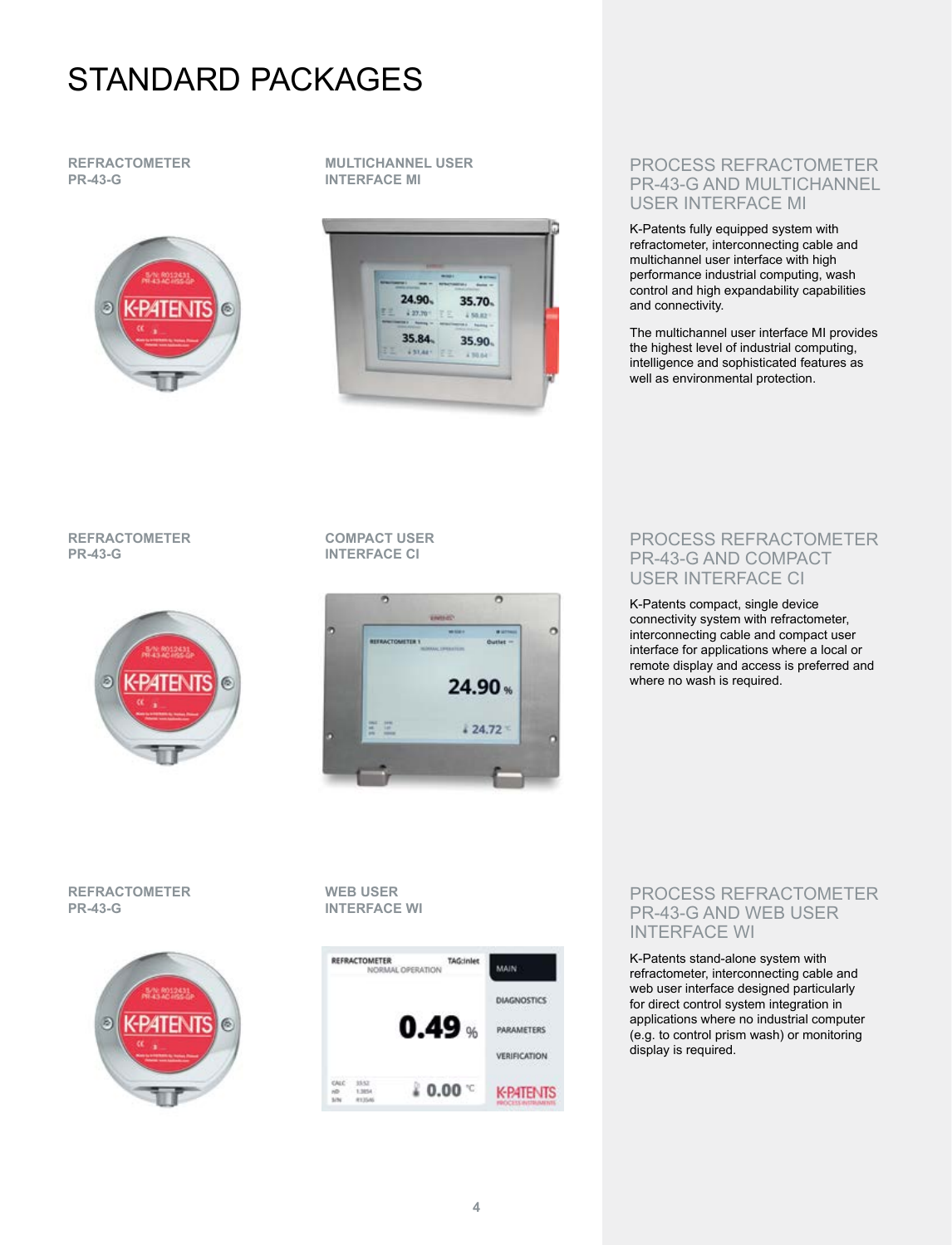# STANDARD PACKAGES

**REFRACTOMETER PR-43-G**

**MULTICHANNEL USER INTERFACE MI**

## PROCESS REFRACTOMETER PR-43-G AND MULTICHANNEL USER INTERFACE MI

K-Patents fully equipped system with refractometer, interconnecting cable and multichannel user interface with high performance industrial computing, wash control and high expandability capabilities and connectivity.

The multichannel user interface MI provides the highest level of industrial computing, intelligence and sophisticated features as well as environmental protection.

**REFRACTOMETER PR-43-G**

**COMPACT USER INTERFACE CI**

## PROCESS REFRACTOMETER PR-43-G AND COMPACT USER INTERFACE CI

K-Patents compact, single device connectivity system with refractometer, interconnecting cable and compact user interface for applications where a local or remote display and access is preferred and where no wash is required.

**REFRACTOMETER PR-43-G**

**WEB USER INTERFACE WI**

## PROCESS REFRACTOMETER PR-43-G AND WEB USER INTERFACE WI

K-Patents stand-alone system with refractometer, interconnecting cable and web user interface designed particularly for direct control system integration in applications where no industrial computer (e.g. to control prism wash) or monitoring display is required.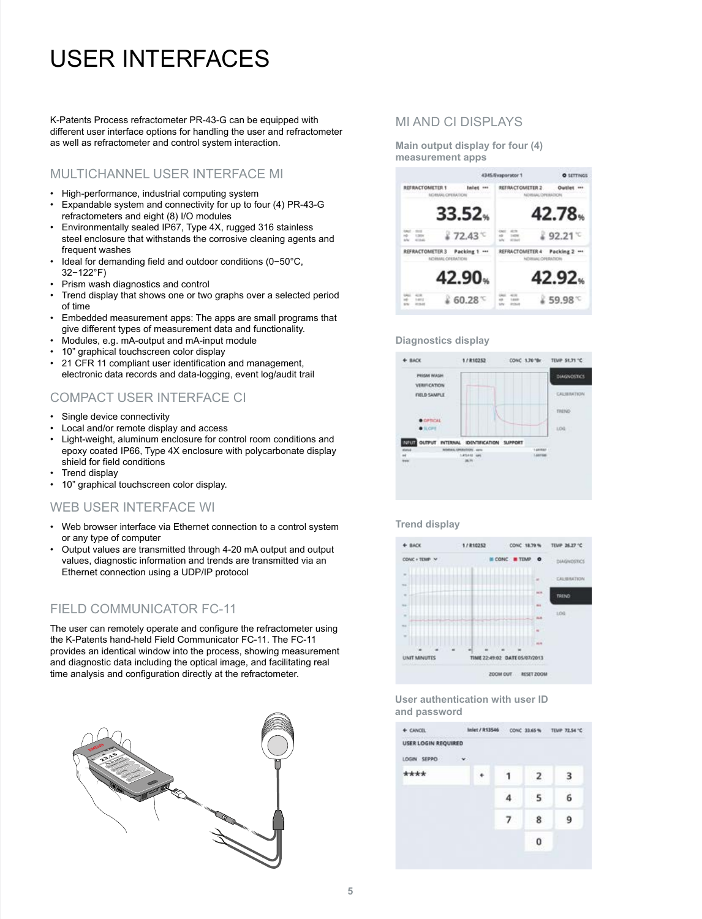# USER INTERFACES

K-Patents Process refractometer PR-43-G can be equipped with different user interface options for handling the user and refractometer as well as refractometer and control system interaction.

## MULTICHANNEL USER INTERFACE MI

- High-performance, industrial computing system
- Expandable system and connectivity for up to four (4) PR-43-G refractometers and eight (8) I/O modules
- Environmentally sealed IP67, Type 4X, rugged 316 stainless steel enclosure that withstands the corrosive cleaning agents and frequent washes
- Ideal for demanding field and outdoor conditions (0−50°C, 32−122°F)
- Prism wash diagnostics and control
- Trend display that shows one or two graphs over a selected period of time
- Embedded measurement apps: The apps are small programs that give different types of measurement data and functionality.
- Modules, e.g. mA-output and mA-input module
- 10” graphical touchscreen color display
- 21 CFR 11 compliant user identification and management, electronic data records and data-logging, event log/audit trail

## COMPACT USER INTERFACE CI

- Single device connectivity
- Local and/or remote display and access
- Light-weight, aluminum enclosure for control room conditions and epoxy coated IP66, Type 4X enclosure with polycarbonate display shield for field conditions
- Trend display
- 10” graphical touchscreen color display.

## WEB USER INTERFACE WI

- Web browser interface via Ethernet connection to a control system or any type of computer
- Output values are transmitted through 4-20 mA output and output values, diagnostic information and trends are transmitted via an Ethernet connection using a UDP/IP protocol

## FIELD COMMUNICATOR FC-11

The user can remotely operate and configure the refractometer using the K-Patents hand-held Field Communicator FC-11. The FC-11 provides an identical window into the process, showing measurement and diagnostic data including the optical image, and facilitating real time analysis and configuration directly at the refractometer.

## MI AND CI DISPLAYS

**Main output display for four (4) measurement apps**

**Diagnostics display**

**Trend display**

**User authentication with user ID and password**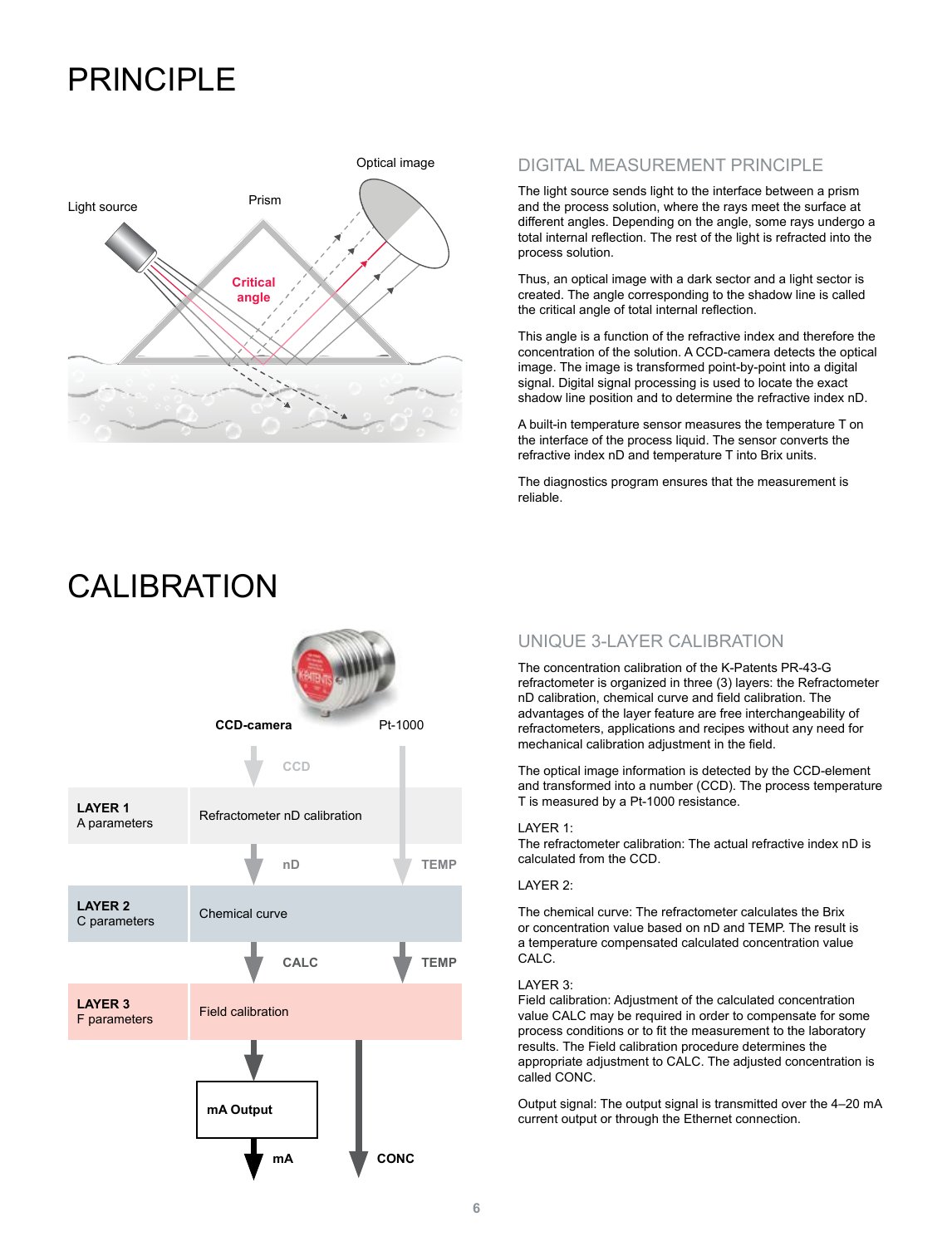# PRINCIPLE

## DIGITAL MEASUREMENT PRINCIPLE

The light source sends light to the interface between a prism and the process solution, where the rays meet the surface at different angles. Depending on the angle, some rays undergo a total internal reflection. The rest of the light is refracted into the process solution.

Thus, an optical image with a dark sector and a light sector is created. The angle corresponding to the shadow line is called the critical angle of total internal reflection.

This angle is a function of the refractive index and therefore the concentration of the solution. A CCD-camera detects the optical image. The image is transformed point-by-point into a digital signal. Digital signal processing is used to locate the exact shadow line position and to determine the refractive index nD.

A built-in temperature sensor measures the temperature T on the interface of the process liquid. The sensor converts the refractive index nD and temperature T into Brix units.

The diagnostics program ensures that the measurement is reliable.

# CALIBRATION

## UNIQUE 3-LAYER CALIBRATION

The concentration calibration of the K-Patents PR-43-G refractometer is organized in three (3) layers: the Refractometer nD calibration, chemical curve and field calibration. The advantages of the layer feature are free interchangeability of refractometers, applications and recipes without any need for mechanical calibration adjustment in the field.

The optical image information is detected by the CCD-element and transformed into a number (CCD). The process temperature T is measured by a Pt-1000 resistance.

LAYER 1:
The refractometer calibration: The actual refractive index nD is calculated from the CCD.

LAYER 2:

The chemical curve: The refractometer calculates the Brix or concentration value based on nD and TEMP. The result is a temperature compensated calculated concentration value CALC.

LAYER 3:
Field calibration: Adjustment of the calculated concentration value CALC may be required in order to compensate for some process conditions or to fit the measurement to the laboratory results. The Field calibration procedure determines the appropriate adjustment to CALC. The adjusted concentration is called CONC.

Output signal: The output signal is transmitted over the 4–20 mA current output or through the Ethernet connection.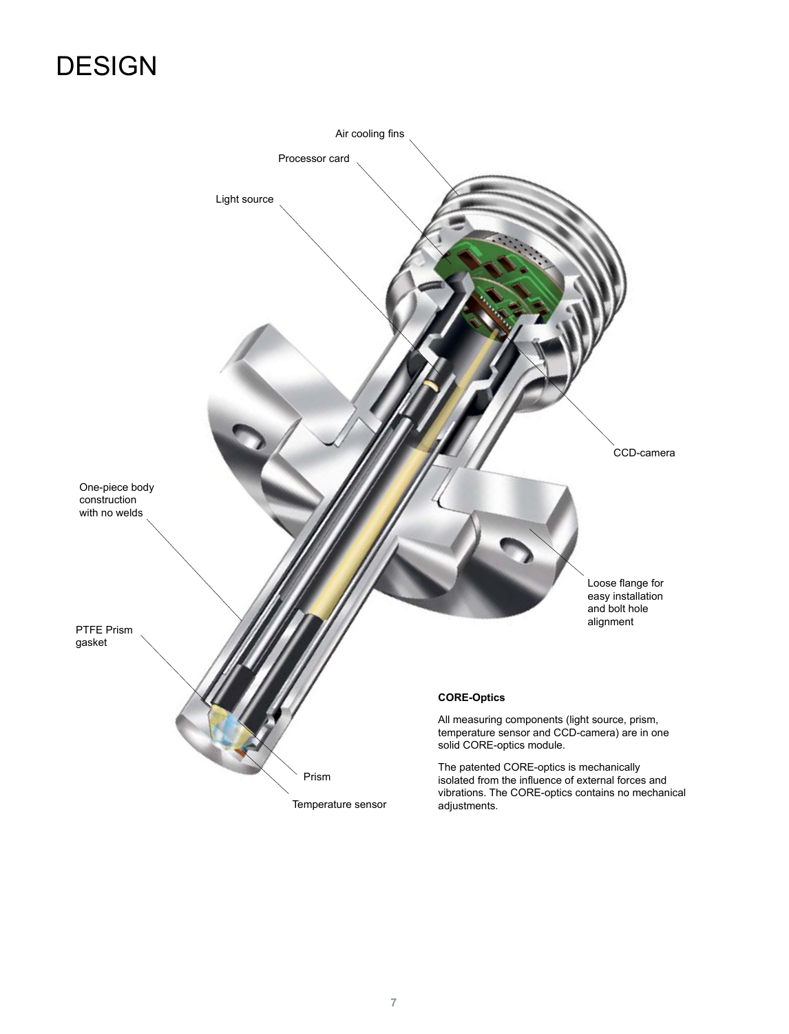# DESIGN

Air cooling fins

Processor card

Light source

CCD-camera

One-piece body construction with no welds

Loose flange for easy installation and bolt hole alignment

PTFE Prism gasket

Prism

Temperature sensor

**CORE-Optics**

All measuring components (light source, prism, temperature sensor and CCD-camera) are in one solid CORE-optics module.

The patented CORE-optics is mechanically isolated from the influence of external forces and vibrations. The CORE-optics contains no mechanical adjustments.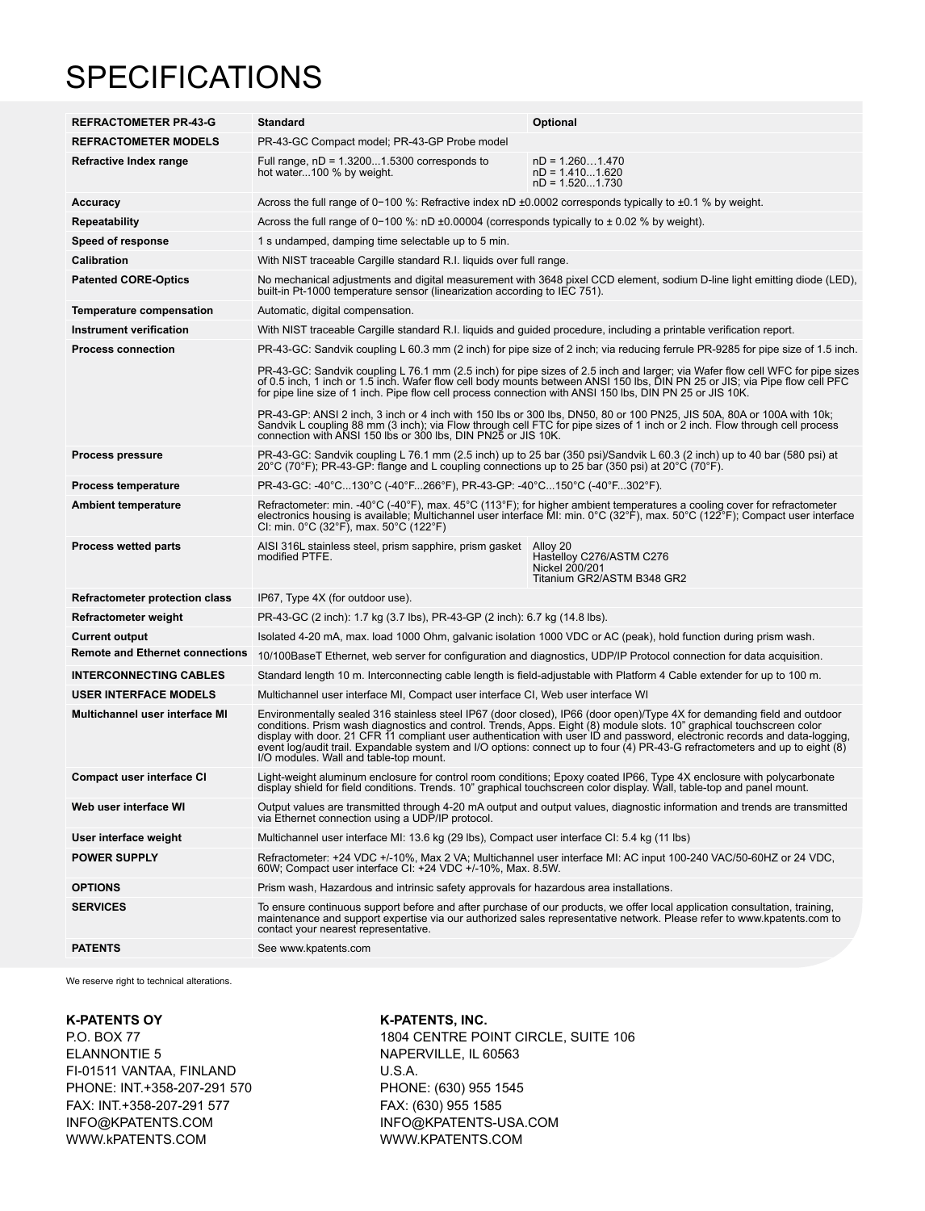# SPECIFICATIONS

| REFRACTOMETER PR-43-G | Standard | Optional |
|---|---|---|
| **REFRACTOMETER MODELS** | PR-43-GC Compact model; PR-43-GP Probe model | |
| **Refractive Index range** | Full range, nD = 1.3200...1.5300 corresponds to hot water...100 % by weight. | nD = 1.260…1.470<br>nD = 1.410...1.620<br>nD = 1.520...1.730 |
| **Accuracy** | Across the full range of 0−100 %: Refractive index nD ±0.0002 corresponds typically to ±0.1 % by weight. | |
| **Repeatability** | Across the full range of 0−100 %: nD ±0.00004 (corresponds typically to ± 0.02 % by weight). | |
| **Speed of response** | 1 s undamped, damping time selectable up to 5 min. | |
| **Calibration** | With NIST traceable Cargille standard R.I. liquids over full range. | |
| **Patented CORE-Optics** | No mechanical adjustments and digital measurement with 3648 pixel CCD element, sodium D-line light emitting diode (LED), built-in Pt-1000 temperature sensor (linearization according to IEC 751). | |
| **Temperature compensation** | Automatic, digital compensation. | |
| **Instrument verification** | With NIST traceable Cargille standard R.I. liquids and guided procedure, including a printable verification report. | |
| **Process connection** | PR-43-GC: Sandvik coupling L 60.3 mm (2 inch) for pipe size of 2 inch; via reducing ferrule PR-9285 for pipe size of 1.5 inch.<br><br>PR-43-GC: Sandvik coupling L 76.1 mm (2.5 inch) for pipe sizes of 2.5 inch and larger; via Wafer flow cell WFC for pipe sizes of 0.5 inch, 1 inch or 1.5 inch. Wafer flow cell body mounts between ANSI 150 lbs, DIN PN 25 or JIS; via Pipe flow cell PFC for pipe line size of 1 inch. Pipe flow cell process connection with ANSI 150 lbs, DIN PN 25 or JIS 10K.<br><br>PR-43-GP: ANSI 2 inch, 3 inch or 4 inch with 150 lbs or 300 lbs, DN50, 80 or 100 PN25, JIS 50A, 80A or 100A with 10k; Sandvik L coupling 88 mm (3 inch); via Flow through cell FTC for pipe sizes of 1 inch or 2 inch. Flow through cell process connection with ANSI 150 lbs or 300 lbs, DIN PN25 or JIS 10K. | |
| **Process pressure** | PR-43-GC: Sandvik coupling L 76.1 mm (2.5 inch) up to 25 bar (350 psi)/Sandvik L 60.3 (2 inch) up to 40 bar (580 psi) at 20°C (70°F); PR-43-GP: flange and L coupling connections up to 25 bar (350 psi) at 20°C (70°F). | |
| **Process temperature** | PR-43-GC: -40°C...130°C (-40°F...266°F), PR-43-GP: -40°C...150°C (-40°F...302°F). | |
| **Ambient temperature** | Refractometer: min. -40°C (-40°F), max. 45°C (113°F); for higher ambient temperatures a cooling cover for refractometer electronics housing is available; Multichannel user interface MI: min. 0°C (32°F), max. 50°C (122°F); Compact user interface CI: min. 0°C (32°F), max. 50°C (122°F) | |
| **Process wetted parts** | AISI 316L stainless steel, prism sapphire, prism gasket modified PTFE. | Alloy 20<br>Hastelloy C276/ASTM C276<br>Nickel 200/201<br>Titanium GR2/ASTM B348 GR2 |
| **Refractometer protection class** | IP67, Type 4X (for outdoor use). | |
| **Refractometer weight** | PR-43-GC (2 inch): 1.7 kg (3.7 lbs), PR-43-GP (2 inch): 6.7 kg (14.8 lbs). | |
| **Current output** | Isolated 4-20 mA, max. load 1000 Ohm, galvanic isolation 1000 VDC or AC (peak), hold function during prism wash. | |
| **Remote and Ethernet connections** | 10/100BaseT Ethernet, web server for configuration and diagnostics, UDP/IP Protocol connection for data acquisition. | |
| **INTERCONNECTING CABLES** | Standard length 10 m. Interconnecting cable length is field-adjustable with Platform 4 Cable extender for up to 100 m. | |
| **USER INTERFACE MODELS** | Multichannel user interface MI, Compact user interface CI, Web user interface WI | |
| **Multichannel user interface MI** | Environmentally sealed 316 stainless steel IP67 (door closed), IP66 (door open)/Type 4X for demanding field and outdoor conditions. Prism wash diagnostics and control. Trends, Apps. Eight (8) module slots. 10" graphical touchscreen color display with door. 21 CFR 11 compliant user authentication with user ID and password, electronic records and data-logging, event log/audit trail. Expandable system and I/O options: connect up to four (4) PR-43-G refractometers and up to eight (8) I/O modules. Wall and table-top mount. | |
| **Compact user interface CI** | Light-weight aluminum enclosure for control room conditions; Epoxy coated IP66, Type 4X enclosure with polycarbonate display shield for field conditions. Trends. 10" graphical touchscreen color display. Wall, table-top and panel mount. | |
| **Web user interface WI** | Output values are transmitted through 4-20 mA output and output values, diagnostic information and trends are transmitted via Ethernet connection using a UDP/IP protocol. | |
| **User interface weight** | Multichannel user interface MI: 13.6 kg (29 lbs), Compact user interface CI: 5.4 kg (11 lbs) | |
| **POWER SUPPLY** | Refractometer: +24 VDC +/-10%, Max 2 VA; Multichannel user interface MI: AC input 100-240 VAC/50-60HZ or 24 VDC, 60W; Compact user interface CI: +24 VDC +/-10%, Max. 8.5W. | |
| **OPTIONS** | Prism wash, Hazardous and intrinsic safety approvals for hazardous area installations. | |
| **SERVICES** | To ensure continuous support before and after purchase of our products, we offer local application consultation, training, maintenance and support expertise via our authorized sales representative network. Please refer to www.kpatents.com to contact your nearest representative. | |
| **PATENTS** | See www.kpatents.com | |

We reserve right to technical alterations.

**K-PATENTS OY**
P.O. BOX 77
ELANNONTIE 5
FI-01511 VANTAA, FINLAND
PHONE: INT.+358-207-291 570
FAX: INT.+358-207-291 577
INFO@KPATENTS.COM
WWW.kPATENTS.COM

**K-PATENTS, INC.**
1804 CENTRE POINT CIRCLE, SUITE 106
NAPERVILLE, IL 60563
U.S.A.
PHONE: (630) 955 1545
FAX: (630) 955 1585
INFO@KPATENTS-USA.COM
WWW.KPATENTS.COM